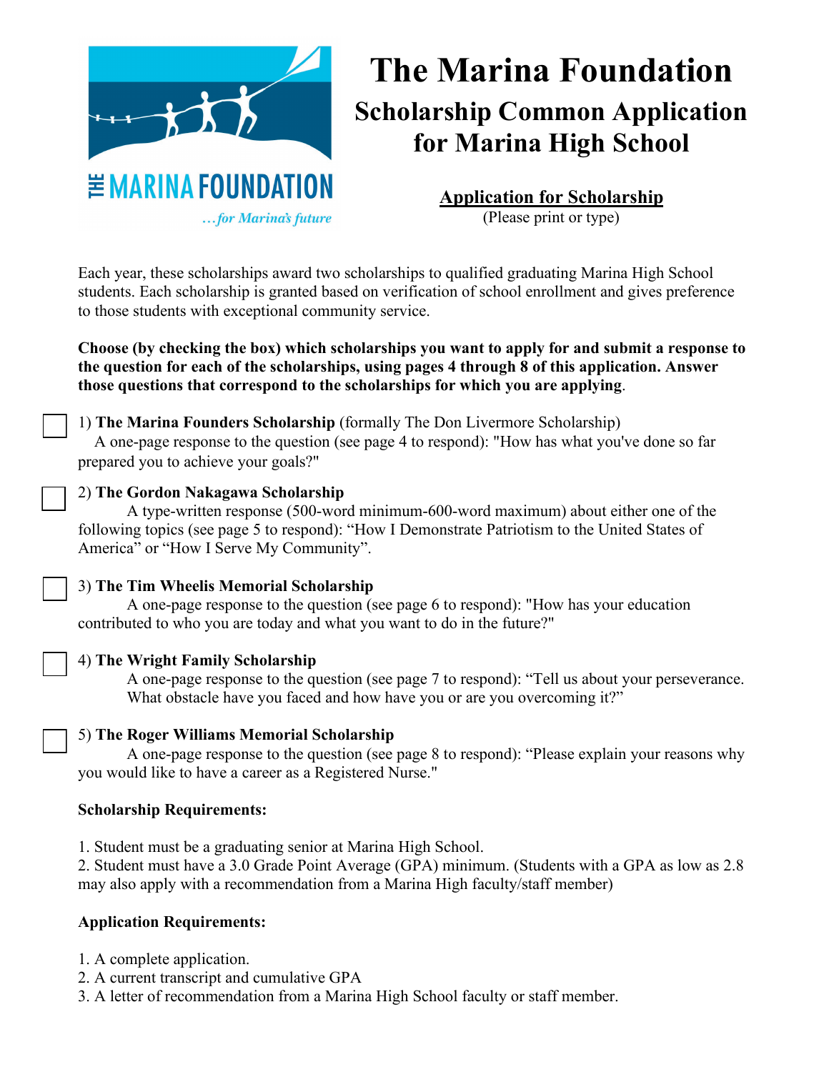THE MARINA FOUNDATION

*...for Marina's future*

# The Marina Foundation

## Scholarship Common Application for Marina High School

**Application for Scholarship**

(Please print or type)

Each year, these scholarships award two scholarships to qualified graduating Marina High School students. Each scholarship is granted based on verification of school enrollment and gives preference to those students with exceptional community service.

**Choose (by checking the box) which scholarships you want to apply for and submit a response to the question for each of the scholarships, using pages 4 through 8 of this application. Answer those questions that correspond to the scholarships for which you are applying**.

☐ 1) **The Marina Founders Scholarship** (formally The Don Livermore Scholarship)
A one-page response to the question (see page 4 to respond): "How has what you've done so far prepared you to achieve your goals?"

☐ 2) **The Gordon Nakagawa Scholarship**
A type-written response (500-word minimum-600-word maximum) about either one of the following topics (see page 5 to respond): "How I Demonstrate Patriotism to the United States of America" or "How I Serve My Community".

☐ 3) **The Tim Wheelis Memorial Scholarship**
A one-page response to the question (see page 6 to respond): "How has your education contributed to who you are today and what you want to do in the future?"

☐ 4) **The Wright Family Scholarship**
A one-page response to the question (see page 7 to respond): "Tell us about your perseverance. What obstacle have you faced and how have you or are you overcoming it?"

☐ 5) **The Roger Williams Memorial Scholarship**
A one-page response to the question (see page 8 to respond): "Please explain your reasons why you would like to have a career as a Registered Nurse."

**Scholarship Requirements:**

1. Student must be a graduating senior at Marina High School.
2. Student must have a 3.0 Grade Point Average (GPA) minimum. (Students with a GPA as low as 2.8 may also apply with a recommendation from a Marina High faculty/staff member)

**Application Requirements:**

1. A complete application.
2. A current transcript and cumulative GPA
3. A letter of recommendation from a Marina High School faculty or staff member.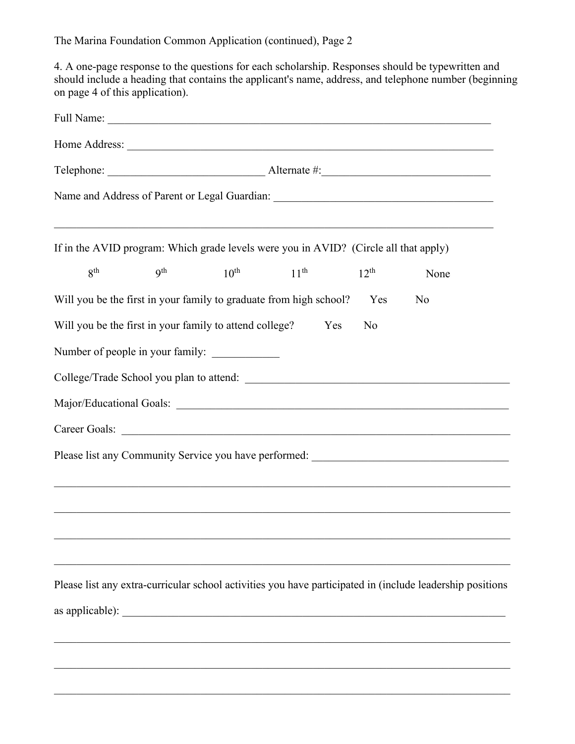The Marina Foundation Common Application (continued), Page 2

4. A one-page response to the questions for each scholarship. Responses should be typewritten and should include a heading that contains the applicant's name, address, and telephone number (beginning on page 4 of this application).

Full Name: ___________________________________________________________________________

Home Address: ________________________________________________________________________

Telephone: ____________________________ Alternate #: ______________________________

Name and Address of Parent or Legal Guardian: ________________________________________

_____________________________________________________________________________________

If in the AVID program: Which grade levels were you in AVID? (Circle all that apply)

8th 9th 10th 11th 12th None

Will you be the first in your family to graduate from high school? Yes No

Will you be the first in your family to attend college? Yes No

Number of people in your family: ____________

College/Trade School you plan to attend: ______________________________________________

Major/Educational Goals: ______________________________________________________________

Career Goals: __________________________________________________________________________

Please list any Community Service you have performed: ____________________________________

_____________________________________________________________________________________

_____________________________________________________________________________________

_____________________________________________________________________________________

_____________________________________________________________________________________

Please list any extra-curricular school activities you have participated in (include leadership positions as applicable): _____________________________________________________________________

_____________________________________________________________________________________

_____________________________________________________________________________________

_____________________________________________________________________________________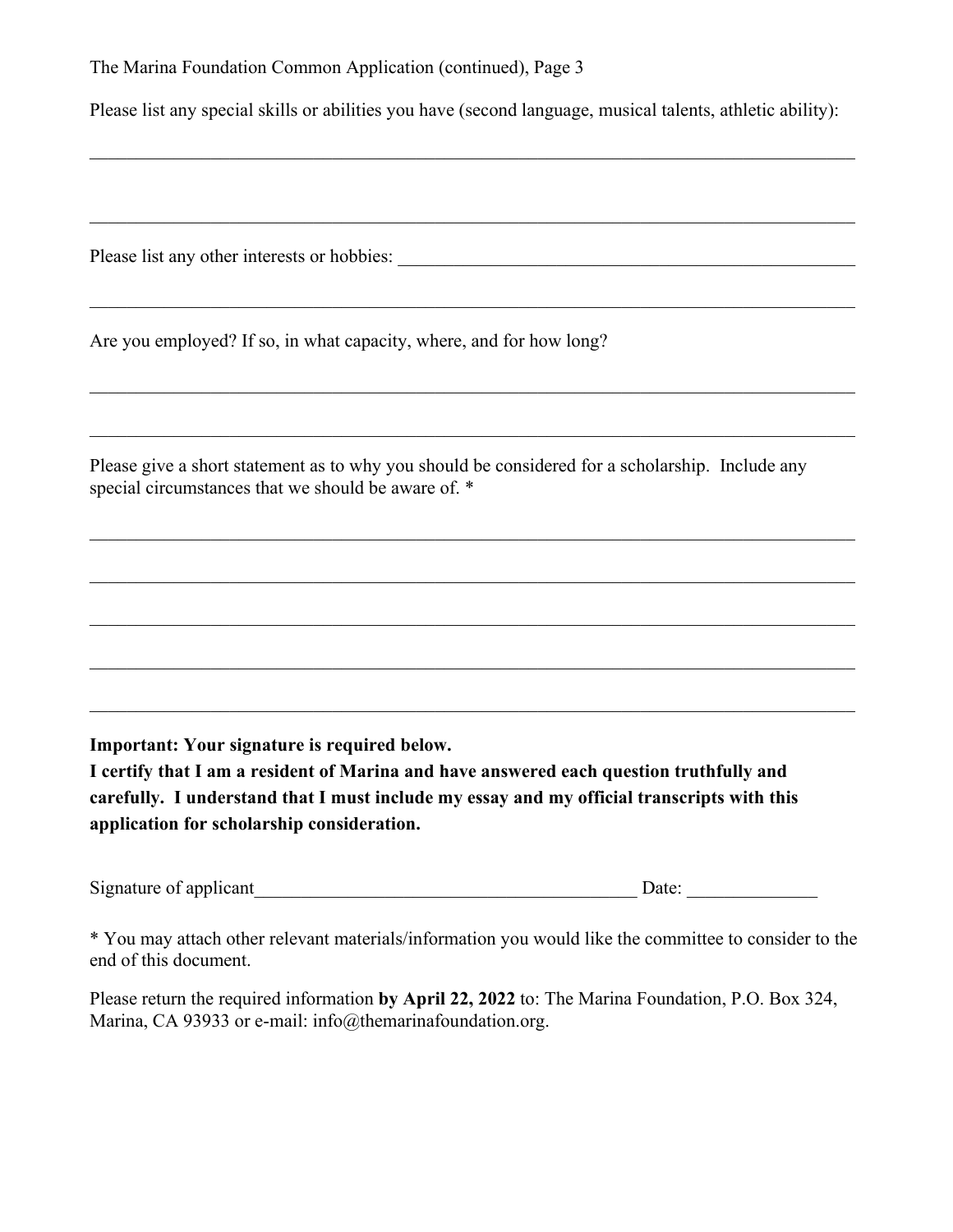The Marina Foundation Common Application (continued), Page 3

Please list any special skills or abilities you have (second language, musical talents, athletic ability):

______________________________________________________________________________

______________________________________________________________________________

Please list any other interests or hobbies: ____________________________________________

______________________________________________________________________________

Are you employed? If so, in what capacity, where, and for how long?

______________________________________________________________________________

______________________________________________________________________________

Please give a short statement as to why you should be considered for a scholarship. Include any special circumstances that we should be aware of. *

______________________________________________________________________________

______________________________________________________________________________

______________________________________________________________________________

______________________________________________________________________________

______________________________________________________________________________

**Important: Your signature is required below.**
**I certify that I am a resident of Marina and have answered each question truthfully and carefully. I understand that I must include my essay and my official transcripts with this application for scholarship consideration.**

Signature of applicant________________________________________ Date: ______________

* You may attach other relevant materials/information you would like the committee to consider to the end of this document.

Please return the required information **by April 22, 2022** to: The Marina Foundation, P.O. Box 324, Marina, CA 93933 or e-mail: info@themarinafoundation.org.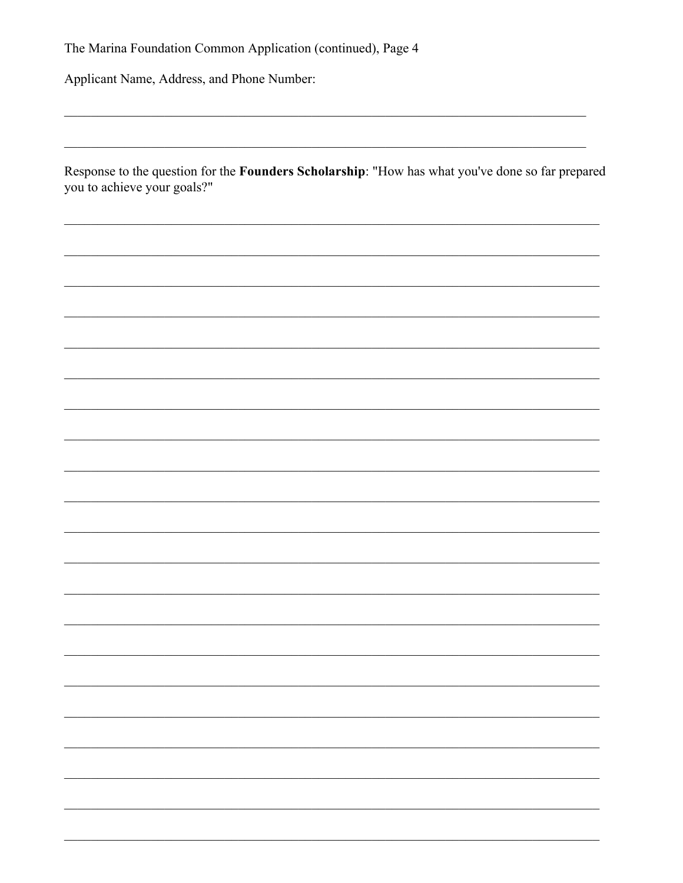The Marina Foundation Common Application (continued), Page 4

Applicant Name, Address, and Phone Number:

\_\_\_\_\_\_\_\_\_\_\_\_\_\_\_\_\_\_\_\_\_\_\_\_\_\_\_\_\_\_\_\_\_\_\_\_\_\_\_\_\_\_\_\_\_\_\_\_\_\_\_\_\_\_\_\_\_\_\_\_\_\_\_\_\_\_\_\_\_\_\_\_\_\_

\_\_\_\_\_\_\_\_\_\_\_\_\_\_\_\_\_\_\_\_\_\_\_\_\_\_\_\_\_\_\_\_\_\_\_\_\_\_\_\_\_\_\_\_\_\_\_\_\_\_\_\_\_\_\_\_\_\_\_\_\_\_\_\_\_\_\_\_\_\_\_\_\_\_

Response to the question for the **Founders Scholarship**: "How has what you've done so far prepared you to achieve your goals?"

\_\_\_\_\_\_\_\_\_\_\_\_\_\_\_\_\_\_\_\_\_\_\_\_\_\_\_\_\_\_\_\_\_\_\_\_\_\_\_\_\_\_\_\_\_\_\_\_\_\_\_\_\_\_\_\_\_\_\_\_\_\_\_\_\_\_\_\_\_\_\_\_\_\_

\_\_\_\_\_\_\_\_\_\_\_\_\_\_\_\_\_\_\_\_\_\_\_\_\_\_\_\_\_\_\_\_\_\_\_\_\_\_\_\_\_\_\_\_\_\_\_\_\_\_\_\_\_\_\_\_\_\_\_\_\_\_\_\_\_\_\_\_\_\_\_\_\_\_

\_\_\_\_\_\_\_\_\_\_\_\_\_\_\_\_\_\_\_\_\_\_\_\_\_\_\_\_\_\_\_\_\_\_\_\_\_\_\_\_\_\_\_\_\_\_\_\_\_\_\_\_\_\_\_\_\_\_\_\_\_\_\_\_\_\_\_\_\_\_\_\_\_\_

\_\_\_\_\_\_\_\_\_\_\_\_\_\_\_\_\_\_\_\_\_\_\_\_\_\_\_\_\_\_\_\_\_\_\_\_\_\_\_\_\_\_\_\_\_\_\_\_\_\_\_\_\_\_\_\_\_\_\_\_\_\_\_\_\_\_\_\_\_\_\_\_\_\_

\_\_\_\_\_\_\_\_\_\_\_\_\_\_\_\_\_\_\_\_\_\_\_\_\_\_\_\_\_\_\_\_\_\_\_\_\_\_\_\_\_\_\_\_\_\_\_\_\_\_\_\_\_\_\_\_\_\_\_\_\_\_\_\_\_\_\_\_\_\_\_\_\_\_

\_\_\_\_\_\_\_\_\_\_\_\_\_\_\_\_\_\_\_\_\_\_\_\_\_\_\_\_\_\_\_\_\_\_\_\_\_\_\_\_\_\_\_\_\_\_\_\_\_\_\_\_\_\_\_\_\_\_\_\_\_\_\_\_\_\_\_\_\_\_\_\_\_\_

\_\_\_\_\_\_\_\_\_\_\_\_\_\_\_\_\_\_\_\_\_\_\_\_\_\_\_\_\_\_\_\_\_\_\_\_\_\_\_\_\_\_\_\_\_\_\_\_\_\_\_\_\_\_\_\_\_\_\_\_\_\_\_\_\_\_\_\_\_\_\_\_\_\_

\_\_\_\_\_\_\_\_\_\_\_\_\_\_\_\_\_\_\_\_\_\_\_\_\_\_\_\_\_\_\_\_\_\_\_\_\_\_\_\_\_\_\_\_\_\_\_\_\_\_\_\_\_\_\_\_\_\_\_\_\_\_\_\_\_\_\_\_\_\_\_\_\_\_

\_\_\_\_\_\_\_\_\_\_\_\_\_\_\_\_\_\_\_\_\_\_\_\_\_\_\_\_\_\_\_\_\_\_\_\_\_\_\_\_\_\_\_\_\_\_\_\_\_\_\_\_\_\_\_\_\_\_\_\_\_\_\_\_\_\_\_\_\_\_\_\_\_\_

\_\_\_\_\_\_\_\_\_\_\_\_\_\_\_\_\_\_\_\_\_\_\_\_\_\_\_\_\_\_\_\_\_\_\_\_\_\_\_\_\_\_\_\_\_\_\_\_\_\_\_\_\_\_\_\_\_\_\_\_\_\_\_\_\_\_\_\_\_\_\_\_\_\_

\_\_\_\_\_\_\_\_\_\_\_\_\_\_\_\_\_\_\_\_\_\_\_\_\_\_\_\_\_\_\_\_\_\_\_\_\_\_\_\_\_\_\_\_\_\_\_\_\_\_\_\_\_\_\_\_\_\_\_\_\_\_\_\_\_\_\_\_\_\_\_\_\_\_

\_\_\_\_\_\_\_\_\_\_\_\_\_\_\_\_\_\_\_\_\_\_\_\_\_\_\_\_\_\_\_\_\_\_\_\_\_\_\_\_\_\_\_\_\_\_\_\_\_\_\_\_\_\_\_\_\_\_\_\_\_\_\_\_\_\_\_\_\_\_\_\_\_\_

\_\_\_\_\_\_\_\_\_\_\_\_\_\_\_\_\_\_\_\_\_\_\_\_\_\_\_\_\_\_\_\_\_\_\_\_\_\_\_\_\_\_\_\_\_\_\_\_\_\_\_\_\_\_\_\_\_\_\_\_\_\_\_\_\_\_\_\_\_\_\_\_\_\_

\_\_\_\_\_\_\_\_\_\_\_\_\_\_\_\_\_\_\_\_\_\_\_\_\_\_\_\_\_\_\_\_\_\_\_\_\_\_\_\_\_\_\_\_\_\_\_\_\_\_\_\_\_\_\_\_\_\_\_\_\_\_\_\_\_\_\_\_\_\_\_\_\_\_

\_\_\_\_\_\_\_\_\_\_\_\_\_\_\_\_\_\_\_\_\_\_\_\_\_\_\_\_\_\_\_\_\_\_\_\_\_\_\_\_\_\_\_\_\_\_\_\_\_\_\_\_\_\_\_\_\_\_\_\_\_\_\_\_\_\_\_\_\_\_\_\_\_\_

\_\_\_\_\_\_\_\_\_\_\_\_\_\_\_\_\_\_\_\_\_\_\_\_\_\_\_\_\_\_\_\_\_\_\_\_\_\_\_\_\_\_\_\_\_\_\_\_\_\_\_\_\_\_\_\_\_\_\_\_\_\_\_\_\_\_\_\_\_\_\_\_\_\_

\_\_\_\_\_\_\_\_\_\_\_\_\_\_\_\_\_\_\_\_\_\_\_\_\_\_\_\_\_\_\_\_\_\_\_\_\_\_\_\_\_\_\_\_\_\_\_\_\_\_\_\_\_\_\_\_\_\_\_\_\_\_\_\_\_\_\_\_\_\_\_\_\_\_

\_\_\_\_\_\_\_\_\_\_\_\_\_\_\_\_\_\_\_\_\_\_\_\_\_\_\_\_\_\_\_\_\_\_\_\_\_\_\_\_\_\_\_\_\_\_\_\_\_\_\_\_\_\_\_\_\_\_\_\_\_\_\_\_\_\_\_\_\_\_\_\_\_\_

\_\_\_\_\_\_\_\_\_\_\_\_\_\_\_\_\_\_\_\_\_\_\_\_\_\_\_\_\_\_\_\_\_\_\_\_\_\_\_\_\_\_\_\_\_\_\_\_\_\_\_\_\_\_\_\_\_\_\_\_\_\_\_\_\_\_\_\_\_\_\_\_\_\_

\_\_\_\_\_\_\_\_\_\_\_\_\_\_\_\_\_\_\_\_\_\_\_\_\_\_\_\_\_\_\_\_\_\_\_\_\_\_\_\_\_\_\_\_\_\_\_\_\_\_\_\_\_\_\_\_\_\_\_\_\_\_\_\_\_\_\_\_\_\_\_\_\_\_

\_\_\_\_\_\_\_\_\_\_\_\_\_\_\_\_\_\_\_\_\_\_\_\_\_\_\_\_\_\_\_\_\_\_\_\_\_\_\_\_\_\_\_\_\_\_\_\_\_\_\_\_\_\_\_\_\_\_\_\_\_\_\_\_\_\_\_\_\_\_\_\_\_\_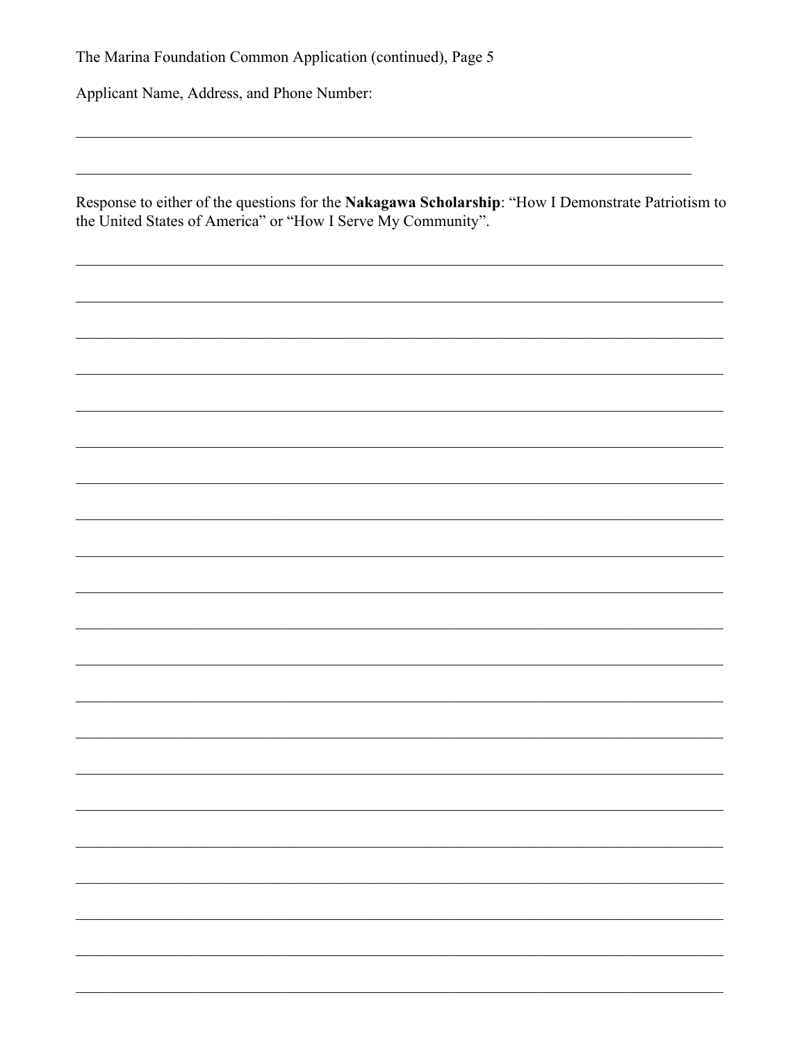The Marina Foundation Common Application (continued), Page 5

Applicant Name, Address, and Phone Number:

\_\_\_\_\_\_\_\_\_\_\_\_\_\_\_\_\_\_\_\_\_\_\_\_\_\_\_\_\_\_\_\_\_\_\_\_\_\_\_\_\_\_\_\_\_\_\_\_\_\_\_\_\_\_\_\_\_\_\_\_\_\_\_\_\_\_\_\_\_\_\_\_\_\_\_\_

\_\_\_\_\_\_\_\_\_\_\_\_\_\_\_\_\_\_\_\_\_\_\_\_\_\_\_\_\_\_\_\_\_\_\_\_\_\_\_\_\_\_\_\_\_\_\_\_\_\_\_\_\_\_\_\_\_\_\_\_\_\_\_\_\_\_\_\_\_\_\_\_\_\_\_\_

Response to either of the questions for the **Nakagawa Scholarship**: "How I Demonstrate Patriotism to the United States of America" or "How I Serve My Community".

\_\_\_\_\_\_\_\_\_\_\_\_\_\_\_\_\_\_\_\_\_\_\_\_\_\_\_\_\_\_\_\_\_\_\_\_\_\_\_\_\_\_\_\_\_\_\_\_\_\_\_\_\_\_\_\_\_\_\_\_\_\_\_\_\_\_\_\_\_\_\_\_\_\_\_\_

\_\_\_\_\_\_\_\_\_\_\_\_\_\_\_\_\_\_\_\_\_\_\_\_\_\_\_\_\_\_\_\_\_\_\_\_\_\_\_\_\_\_\_\_\_\_\_\_\_\_\_\_\_\_\_\_\_\_\_\_\_\_\_\_\_\_\_\_\_\_\_\_\_\_\_\_

\_\_\_\_\_\_\_\_\_\_\_\_\_\_\_\_\_\_\_\_\_\_\_\_\_\_\_\_\_\_\_\_\_\_\_\_\_\_\_\_\_\_\_\_\_\_\_\_\_\_\_\_\_\_\_\_\_\_\_\_\_\_\_\_\_\_\_\_\_\_\_\_\_\_\_\_

\_\_\_\_\_\_\_\_\_\_\_\_\_\_\_\_\_\_\_\_\_\_\_\_\_\_\_\_\_\_\_\_\_\_\_\_\_\_\_\_\_\_\_\_\_\_\_\_\_\_\_\_\_\_\_\_\_\_\_\_\_\_\_\_\_\_\_\_\_\_\_\_\_\_\_\_

\_\_\_\_\_\_\_\_\_\_\_\_\_\_\_\_\_\_\_\_\_\_\_\_\_\_\_\_\_\_\_\_\_\_\_\_\_\_\_\_\_\_\_\_\_\_\_\_\_\_\_\_\_\_\_\_\_\_\_\_\_\_\_\_\_\_\_\_\_\_\_\_\_\_\_\_

\_\_\_\_\_\_\_\_\_\_\_\_\_\_\_\_\_\_\_\_\_\_\_\_\_\_\_\_\_\_\_\_\_\_\_\_\_\_\_\_\_\_\_\_\_\_\_\_\_\_\_\_\_\_\_\_\_\_\_\_\_\_\_\_\_\_\_\_\_\_\_\_\_\_\_\_

\_\_\_\_\_\_\_\_\_\_\_\_\_\_\_\_\_\_\_\_\_\_\_\_\_\_\_\_\_\_\_\_\_\_\_\_\_\_\_\_\_\_\_\_\_\_\_\_\_\_\_\_\_\_\_\_\_\_\_\_\_\_\_\_\_\_\_\_\_\_\_\_\_\_\_\_

\_\_\_\_\_\_\_\_\_\_\_\_\_\_\_\_\_\_\_\_\_\_\_\_\_\_\_\_\_\_\_\_\_\_\_\_\_\_\_\_\_\_\_\_\_\_\_\_\_\_\_\_\_\_\_\_\_\_\_\_\_\_\_\_\_\_\_\_\_\_\_\_\_\_\_\_

\_\_\_\_\_\_\_\_\_\_\_\_\_\_\_\_\_\_\_\_\_\_\_\_\_\_\_\_\_\_\_\_\_\_\_\_\_\_\_\_\_\_\_\_\_\_\_\_\_\_\_\_\_\_\_\_\_\_\_\_\_\_\_\_\_\_\_\_\_\_\_\_\_\_\_\_

\_\_\_\_\_\_\_\_\_\_\_\_\_\_\_\_\_\_\_\_\_\_\_\_\_\_\_\_\_\_\_\_\_\_\_\_\_\_\_\_\_\_\_\_\_\_\_\_\_\_\_\_\_\_\_\_\_\_\_\_\_\_\_\_\_\_\_\_\_\_\_\_\_\_\_\_

\_\_\_\_\_\_\_\_\_\_\_\_\_\_\_\_\_\_\_\_\_\_\_\_\_\_\_\_\_\_\_\_\_\_\_\_\_\_\_\_\_\_\_\_\_\_\_\_\_\_\_\_\_\_\_\_\_\_\_\_\_\_\_\_\_\_\_\_\_\_\_\_\_\_\_\_

\_\_\_\_\_\_\_\_\_\_\_\_\_\_\_\_\_\_\_\_\_\_\_\_\_\_\_\_\_\_\_\_\_\_\_\_\_\_\_\_\_\_\_\_\_\_\_\_\_\_\_\_\_\_\_\_\_\_\_\_\_\_\_\_\_\_\_\_\_\_\_\_\_\_\_\_

\_\_\_\_\_\_\_\_\_\_\_\_\_\_\_\_\_\_\_\_\_\_\_\_\_\_\_\_\_\_\_\_\_\_\_\_\_\_\_\_\_\_\_\_\_\_\_\_\_\_\_\_\_\_\_\_\_\_\_\_\_\_\_\_\_\_\_\_\_\_\_\_\_\_\_\_

\_\_\_\_\_\_\_\_\_\_\_\_\_\_\_\_\_\_\_\_\_\_\_\_\_\_\_\_\_\_\_\_\_\_\_\_\_\_\_\_\_\_\_\_\_\_\_\_\_\_\_\_\_\_\_\_\_\_\_\_\_\_\_\_\_\_\_\_\_\_\_\_\_\_\_\_

\_\_\_\_\_\_\_\_\_\_\_\_\_\_\_\_\_\_\_\_\_\_\_\_\_\_\_\_\_\_\_\_\_\_\_\_\_\_\_\_\_\_\_\_\_\_\_\_\_\_\_\_\_\_\_\_\_\_\_\_\_\_\_\_\_\_\_\_\_\_\_\_\_\_\_\_

\_\_\_\_\_\_\_\_\_\_\_\_\_\_\_\_\_\_\_\_\_\_\_\_\_\_\_\_\_\_\_\_\_\_\_\_\_\_\_\_\_\_\_\_\_\_\_\_\_\_\_\_\_\_\_\_\_\_\_\_\_\_\_\_\_\_\_\_\_\_\_\_\_\_\_\_

\_\_\_\_\_\_\_\_\_\_\_\_\_\_\_\_\_\_\_\_\_\_\_\_\_\_\_\_\_\_\_\_\_\_\_\_\_\_\_\_\_\_\_\_\_\_\_\_\_\_\_\_\_\_\_\_\_\_\_\_\_\_\_\_\_\_\_\_\_\_\_\_\_\_\_\_

\_\_\_\_\_\_\_\_\_\_\_\_\_\_\_\_\_\_\_\_\_\_\_\_\_\_\_\_\_\_\_\_\_\_\_\_\_\_\_\_\_\_\_\_\_\_\_\_\_\_\_\_\_\_\_\_\_\_\_\_\_\_\_\_\_\_\_\_\_\_\_\_\_\_\_\_

\_\_\_\_\_\_\_\_\_\_\_\_\_\_\_\_\_\_\_\_\_\_\_\_\_\_\_\_\_\_\_\_\_\_\_\_\_\_\_\_\_\_\_\_\_\_\_\_\_\_\_\_\_\_\_\_\_\_\_\_\_\_\_\_\_\_\_\_\_\_\_\_\_\_\_\_

\_\_\_\_\_\_\_\_\_\_\_\_\_\_\_\_\_\_\_\_\_\_\_\_\_\_\_\_\_\_\_\_\_\_\_\_\_\_\_\_\_\_\_\_\_\_\_\_\_\_\_\_\_\_\_\_\_\_\_\_\_\_\_\_\_\_\_\_\_\_\_\_\_\_\_\_

\_\_\_\_\_\_\_\_\_\_\_\_\_\_\_\_\_\_\_\_\_\_\_\_\_\_\_\_\_\_\_\_\_\_\_\_\_\_\_\_\_\_\_\_\_\_\_\_\_\_\_\_\_\_\_\_\_\_\_\_\_\_\_\_\_\_\_\_\_\_\_\_\_\_\_\_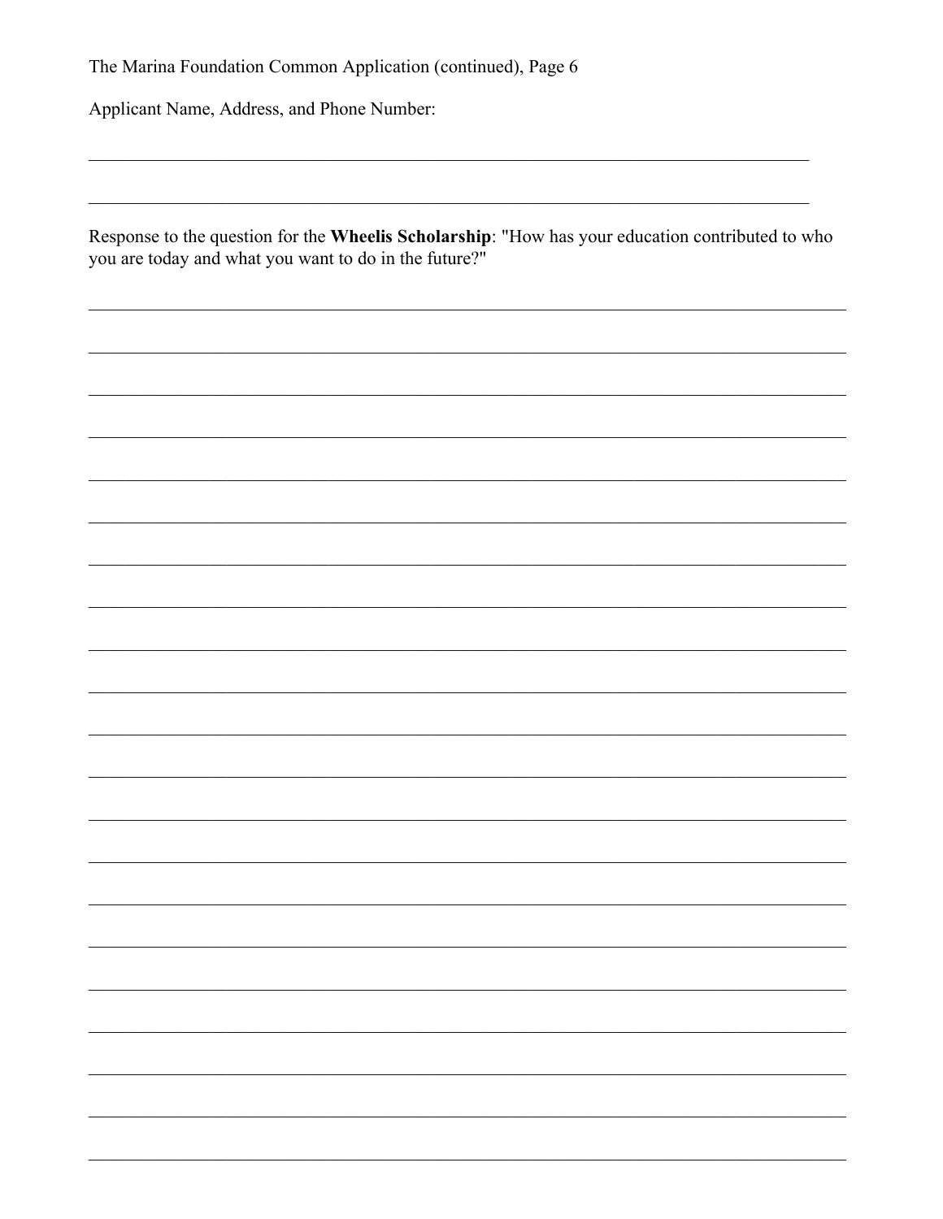The Marina Foundation Common Application (continued), Page 6

Applicant Name, Address, and Phone Number:

\_\_\_\_\_\_\_\_\_\_\_\_\_\_\_\_\_\_\_\_\_\_\_\_\_\_\_\_\_\_\_\_\_\_\_\_\_\_\_\_\_\_\_\_\_\_\_\_\_\_\_\_\_\_\_\_\_\_\_\_\_\_\_\_\_\_\_\_\_\_\_\_\_\_\_\_

\_\_\_\_\_\_\_\_\_\_\_\_\_\_\_\_\_\_\_\_\_\_\_\_\_\_\_\_\_\_\_\_\_\_\_\_\_\_\_\_\_\_\_\_\_\_\_\_\_\_\_\_\_\_\_\_\_\_\_\_\_\_\_\_\_\_\_\_\_\_\_\_\_\_\_\_

Response to the question for the **Wheelis Scholarship**: "How has your education contributed to who you are today and what you want to do in the future?"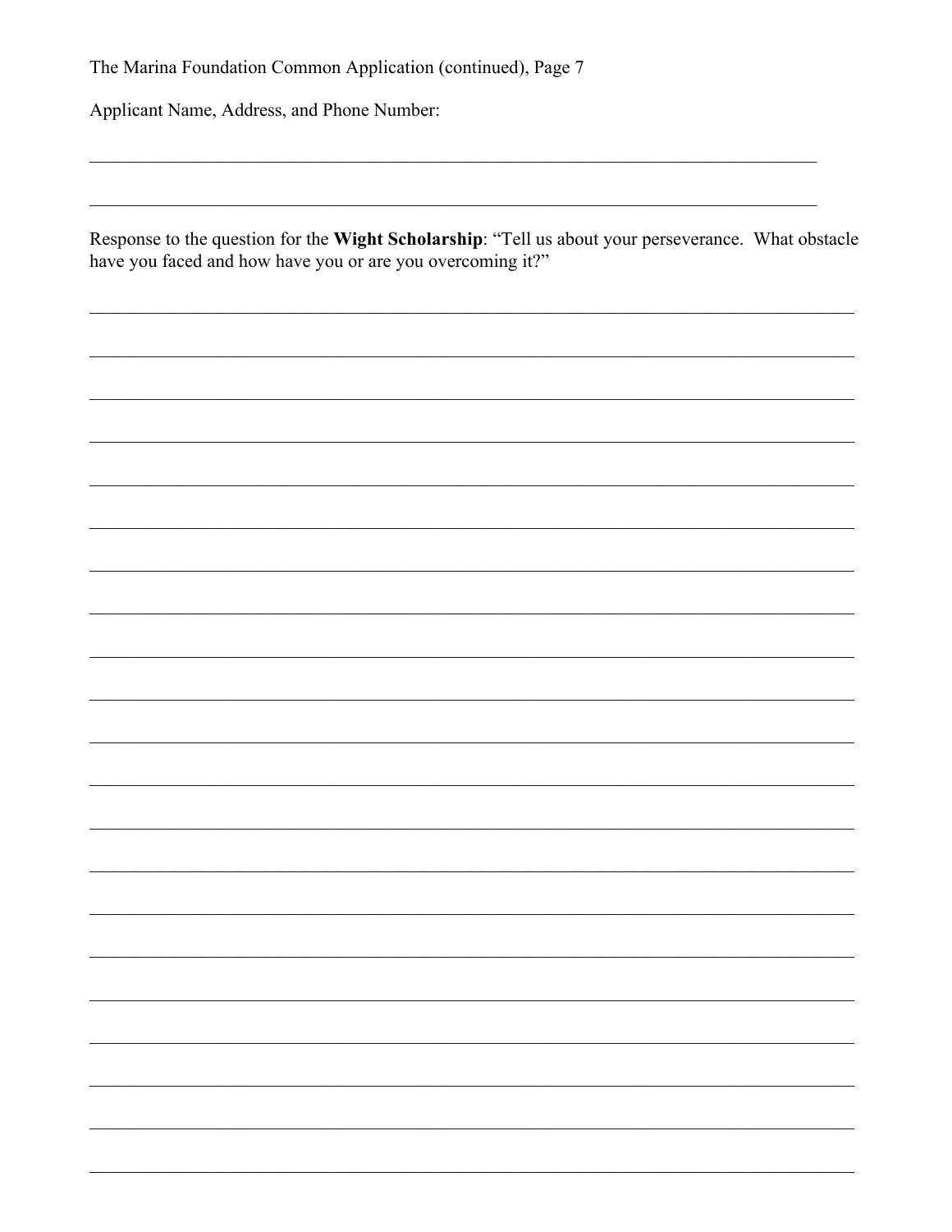The Marina Foundation Common Application (continued), Page 7

Applicant Name, Address, and Phone Number:

\_\_\_\_\_\_\_\_\_\_\_\_\_\_\_\_\_\_\_\_\_\_\_\_\_\_\_\_\_\_\_\_\_\_\_\_\_\_\_\_\_\_\_\_\_\_\_\_\_\_\_\_\_\_\_\_\_\_\_\_\_\_\_\_\_\_\_\_\_\_\_\_\_\_\_\_

\_\_\_\_\_\_\_\_\_\_\_\_\_\_\_\_\_\_\_\_\_\_\_\_\_\_\_\_\_\_\_\_\_\_\_\_\_\_\_\_\_\_\_\_\_\_\_\_\_\_\_\_\_\_\_\_\_\_\_\_\_\_\_\_\_\_\_\_\_\_\_\_\_\_\_\_

Response to the question for the **Wight Scholarship**: "Tell us about your perseverance. What obstacle have you faced and how have you or are you overcoming it?"

\_\_\_\_\_\_\_\_\_\_\_\_\_\_\_\_\_\_\_\_\_\_\_\_\_\_\_\_\_\_\_\_\_\_\_\_\_\_\_\_\_\_\_\_\_\_\_\_\_\_\_\_\_\_\_\_\_\_\_\_\_\_\_\_\_\_\_\_\_\_\_\_\_\_\_\_\_\_\_\_

\_\_\_\_\_\_\_\_\_\_\_\_\_\_\_\_\_\_\_\_\_\_\_\_\_\_\_\_\_\_\_\_\_\_\_\_\_\_\_\_\_\_\_\_\_\_\_\_\_\_\_\_\_\_\_\_\_\_\_\_\_\_\_\_\_\_\_\_\_\_\_\_\_\_\_\_\_\_\_\_

\_\_\_\_\_\_\_\_\_\_\_\_\_\_\_\_\_\_\_\_\_\_\_\_\_\_\_\_\_\_\_\_\_\_\_\_\_\_\_\_\_\_\_\_\_\_\_\_\_\_\_\_\_\_\_\_\_\_\_\_\_\_\_\_\_\_\_\_\_\_\_\_\_\_\_\_\_\_\_\_

\_\_\_\_\_\_\_\_\_\_\_\_\_\_\_\_\_\_\_\_\_\_\_\_\_\_\_\_\_\_\_\_\_\_\_\_\_\_\_\_\_\_\_\_\_\_\_\_\_\_\_\_\_\_\_\_\_\_\_\_\_\_\_\_\_\_\_\_\_\_\_\_\_\_\_\_\_\_\_\_

\_\_\_\_\_\_\_\_\_\_\_\_\_\_\_\_\_\_\_\_\_\_\_\_\_\_\_\_\_\_\_\_\_\_\_\_\_\_\_\_\_\_\_\_\_\_\_\_\_\_\_\_\_\_\_\_\_\_\_\_\_\_\_\_\_\_\_\_\_\_\_\_\_\_\_\_\_\_\_\_

\_\_\_\_\_\_\_\_\_\_\_\_\_\_\_\_\_\_\_\_\_\_\_\_\_\_\_\_\_\_\_\_\_\_\_\_\_\_\_\_\_\_\_\_\_\_\_\_\_\_\_\_\_\_\_\_\_\_\_\_\_\_\_\_\_\_\_\_\_\_\_\_\_\_\_\_\_\_\_\_

\_\_\_\_\_\_\_\_\_\_\_\_\_\_\_\_\_\_\_\_\_\_\_\_\_\_\_\_\_\_\_\_\_\_\_\_\_\_\_\_\_\_\_\_\_\_\_\_\_\_\_\_\_\_\_\_\_\_\_\_\_\_\_\_\_\_\_\_\_\_\_\_\_\_\_\_\_\_\_\_

\_\_\_\_\_\_\_\_\_\_\_\_\_\_\_\_\_\_\_\_\_\_\_\_\_\_\_\_\_\_\_\_\_\_\_\_\_\_\_\_\_\_\_\_\_\_\_\_\_\_\_\_\_\_\_\_\_\_\_\_\_\_\_\_\_\_\_\_\_\_\_\_\_\_\_\_\_\_\_\_

\_\_\_\_\_\_\_\_\_\_\_\_\_\_\_\_\_\_\_\_\_\_\_\_\_\_\_\_\_\_\_\_\_\_\_\_\_\_\_\_\_\_\_\_\_\_\_\_\_\_\_\_\_\_\_\_\_\_\_\_\_\_\_\_\_\_\_\_\_\_\_\_\_\_\_\_\_\_\_\_

\_\_\_\_\_\_\_\_\_\_\_\_\_\_\_\_\_\_\_\_\_\_\_\_\_\_\_\_\_\_\_\_\_\_\_\_\_\_\_\_\_\_\_\_\_\_\_\_\_\_\_\_\_\_\_\_\_\_\_\_\_\_\_\_\_\_\_\_\_\_\_\_\_\_\_\_\_\_\_\_

\_\_\_\_\_\_\_\_\_\_\_\_\_\_\_\_\_\_\_\_\_\_\_\_\_\_\_\_\_\_\_\_\_\_\_\_\_\_\_\_\_\_\_\_\_\_\_\_\_\_\_\_\_\_\_\_\_\_\_\_\_\_\_\_\_\_\_\_\_\_\_\_\_\_\_\_\_\_\_\_

\_\_\_\_\_\_\_\_\_\_\_\_\_\_\_\_\_\_\_\_\_\_\_\_\_\_\_\_\_\_\_\_\_\_\_\_\_\_\_\_\_\_\_\_\_\_\_\_\_\_\_\_\_\_\_\_\_\_\_\_\_\_\_\_\_\_\_\_\_\_\_\_\_\_\_\_\_\_\_\_

\_\_\_\_\_\_\_\_\_\_\_\_\_\_\_\_\_\_\_\_\_\_\_\_\_\_\_\_\_\_\_\_\_\_\_\_\_\_\_\_\_\_\_\_\_\_\_\_\_\_\_\_\_\_\_\_\_\_\_\_\_\_\_\_\_\_\_\_\_\_\_\_\_\_\_\_\_\_\_\_

\_\_\_\_\_\_\_\_\_\_\_\_\_\_\_\_\_\_\_\_\_\_\_\_\_\_\_\_\_\_\_\_\_\_\_\_\_\_\_\_\_\_\_\_\_\_\_\_\_\_\_\_\_\_\_\_\_\_\_\_\_\_\_\_\_\_\_\_\_\_\_\_\_\_\_\_\_\_\_\_

\_\_\_\_\_\_\_\_\_\_\_\_\_\_\_\_\_\_\_\_\_\_\_\_\_\_\_\_\_\_\_\_\_\_\_\_\_\_\_\_\_\_\_\_\_\_\_\_\_\_\_\_\_\_\_\_\_\_\_\_\_\_\_\_\_\_\_\_\_\_\_\_\_\_\_\_\_\_\_\_

\_\_\_\_\_\_\_\_\_\_\_\_\_\_\_\_\_\_\_\_\_\_\_\_\_\_\_\_\_\_\_\_\_\_\_\_\_\_\_\_\_\_\_\_\_\_\_\_\_\_\_\_\_\_\_\_\_\_\_\_\_\_\_\_\_\_\_\_\_\_\_\_\_\_\_\_\_\_\_\_

\_\_\_\_\_\_\_\_\_\_\_\_\_\_\_\_\_\_\_\_\_\_\_\_\_\_\_\_\_\_\_\_\_\_\_\_\_\_\_\_\_\_\_\_\_\_\_\_\_\_\_\_\_\_\_\_\_\_\_\_\_\_\_\_\_\_\_\_\_\_\_\_\_\_\_\_\_\_\_\_

\_\_\_\_\_\_\_\_\_\_\_\_\_\_\_\_\_\_\_\_\_\_\_\_\_\_\_\_\_\_\_\_\_\_\_\_\_\_\_\_\_\_\_\_\_\_\_\_\_\_\_\_\_\_\_\_\_\_\_\_\_\_\_\_\_\_\_\_\_\_\_\_\_\_\_\_\_\_\_\_

\_\_\_\_\_\_\_\_\_\_\_\_\_\_\_\_\_\_\_\_\_\_\_\_\_\_\_\_\_\_\_\_\_\_\_\_\_\_\_\_\_\_\_\_\_\_\_\_\_\_\_\_\_\_\_\_\_\_\_\_\_\_\_\_\_\_\_\_\_\_\_\_\_\_\_\_\_\_\_\_

\_\_\_\_\_\_\_\_\_\_\_\_\_\_\_\_\_\_\_\_\_\_\_\_\_\_\_\_\_\_\_\_\_\_\_\_\_\_\_\_\_\_\_\_\_\_\_\_\_\_\_\_\_\_\_\_\_\_\_\_\_\_\_\_\_\_\_\_\_\_\_\_\_\_\_\_\_\_\_\_

\_\_\_\_\_\_\_\_\_\_\_\_\_\_\_\_\_\_\_\_\_\_\_\_\_\_\_\_\_\_\_\_\_\_\_\_\_\_\_\_\_\_\_\_\_\_\_\_\_\_\_\_\_\_\_\_\_\_\_\_\_\_\_\_\_\_\_\_\_\_\_\_\_\_\_\_\_\_\_\_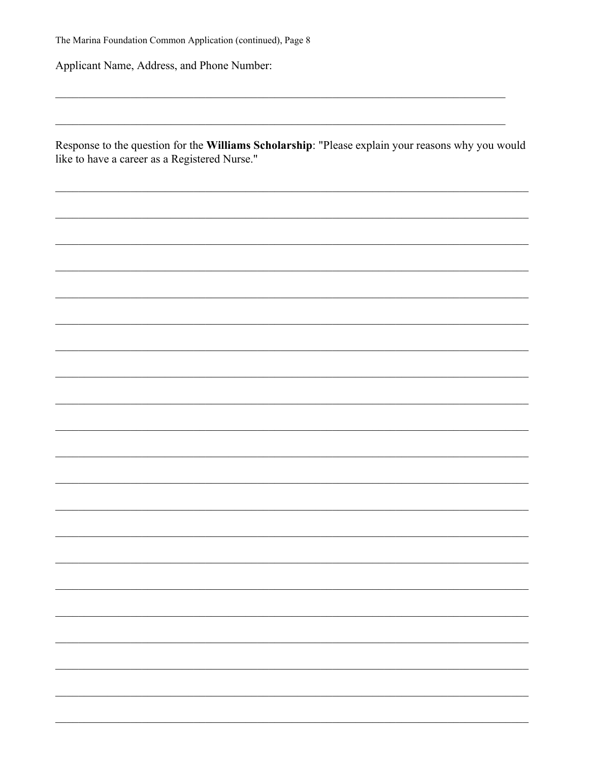Applicant Name, Address, and Phone Number:

\_\_\_\_\_\_\_\_\_\_\_\_\_\_\_\_\_\_\_\_\_\_\_\_\_\_\_\_\_\_\_\_\_\_\_\_\_\_\_\_\_\_\_\_\_\_\_\_\_\_\_\_\_\_\_\_\_\_\_\_\_\_\_\_\_\_\_\_\_\_\_\_\_\_\_\_

\_\_\_\_\_\_\_\_\_\_\_\_\_\_\_\_\_\_\_\_\_\_\_\_\_\_\_\_\_\_\_\_\_\_\_\_\_\_\_\_\_\_\_\_\_\_\_\_\_\_\_\_\_\_\_\_\_\_\_\_\_\_\_\_\_\_\_\_\_\_\_\_\_\_\_\_

Response to the question for the **Williams Scholarship**: "Please explain your reasons why you would like to have a career as a Registered Nurse."